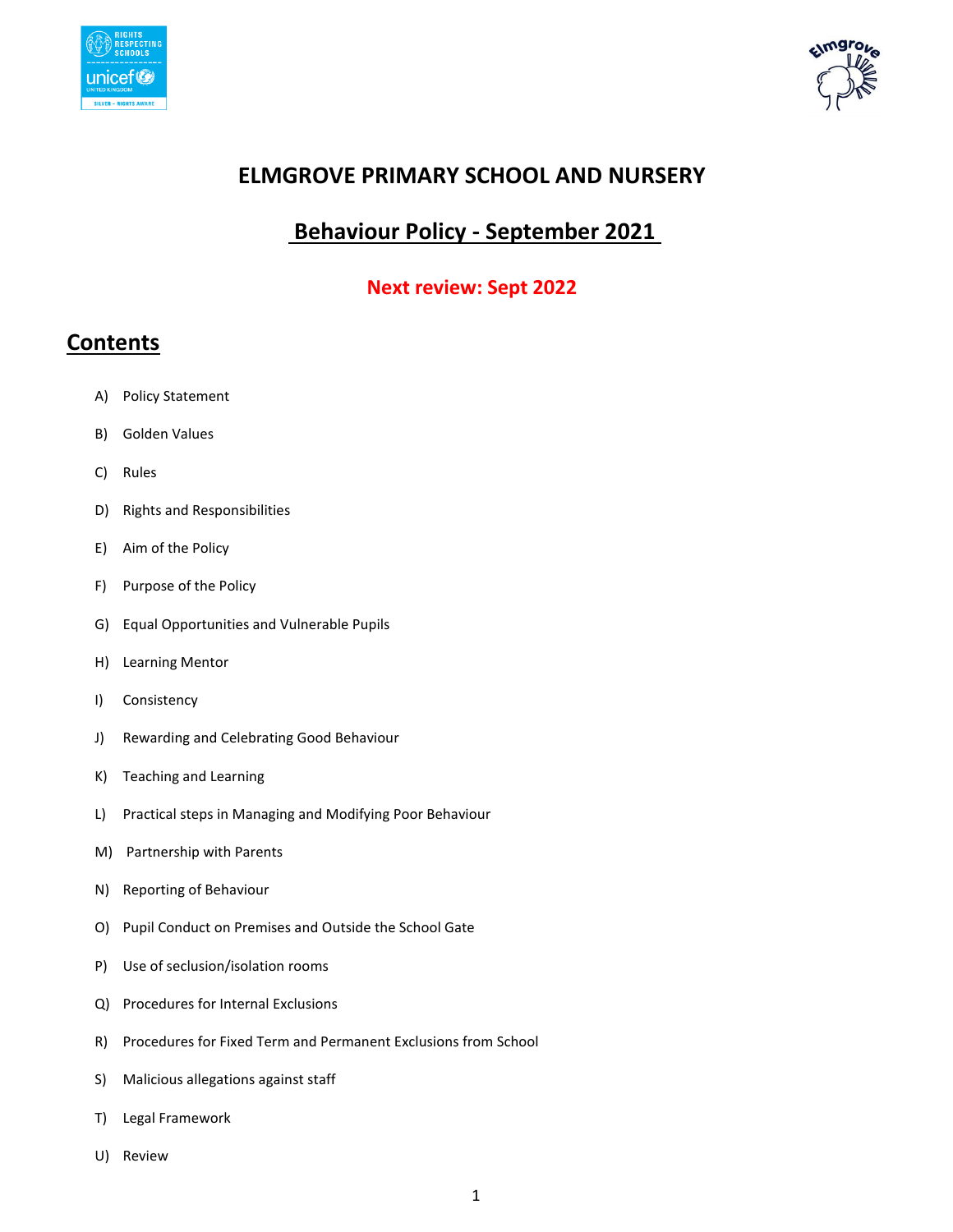# ELMGROVE PRIMARY SCHOOL AND NURSERY

## Behaviour Policy - September 2021

**Next review: Sept 2022**

## Contents

A) Policy Statement

B) Golden Values

C) Rules

D) Rights and Responsibilities

E) Aim of the Policy

F) Purpose of the Policy

G) Equal Opportunities and Vulnerable Pupils

H) Learning Mentor

I) Consistency

J) Rewarding and Celebrating Good Behaviour

K) Teaching and Learning

L) Practical steps in Managing and Modifying Poor Behaviour

M) Partnership with Parents

N) Reporting of Behaviour

O) Pupil Conduct on Premises and Outside the School Gate

P) Use of seclusion/isolation rooms

Q) Procedures for Internal Exclusions

R) Procedures for Fixed Term and Permanent Exclusions from School

S) Malicious allegations against staff

T) Legal Framework

U) Review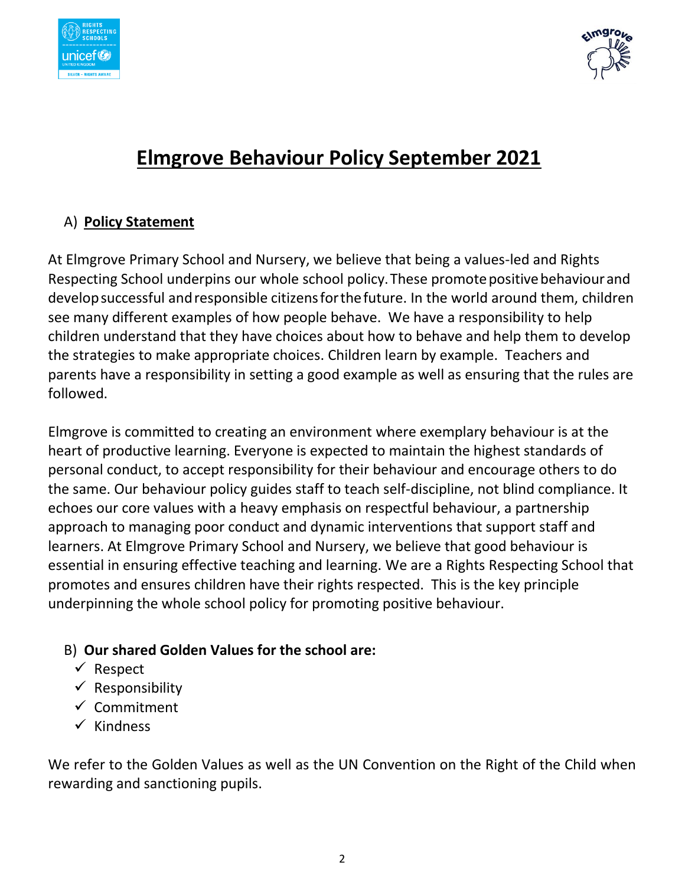# Elmgrove Behaviour Policy September 2021

## A) Policy Statement

At Elmgrove Primary School and Nursery, we believe that being a values-led and Rights Respecting School underpins our whole school policy. These promote positive behaviour and develop successful and responsible citizens for the future. In the world around them, children see many different examples of how people behave. We have a responsibility to help children understand that they have choices about how to behave and help them to develop the strategies to make appropriate choices. Children learn by example. Teachers and parents have a responsibility in setting a good example as well as ensuring that the rules are followed.

Elmgrove is committed to creating an environment where exemplary behaviour is at the heart of productive learning. Everyone is expected to maintain the highest standards of personal conduct, to accept responsibility for their behaviour and encourage others to do the same. Our behaviour policy guides staff to teach self-discipline, not blind compliance. It echoes our core values with a heavy emphasis on respectful behaviour, a partnership approach to managing poor conduct and dynamic interventions that support staff and learners. At Elmgrove Primary School and Nursery, we believe that good behaviour is essential in ensuring effective teaching and learning. We are a Rights Respecting School that promotes and ensures children have their rights respected. This is the key principle underpinning the whole school policy for promoting positive behaviour.

## B) Our shared Golden Values for the school are:

- ✓ Respect
- ✓ Responsibility
- ✓ Commitment
- ✓ Kindness

We refer to the Golden Values as well as the UN Convention on the Right of the Child when rewarding and sanctioning pupils.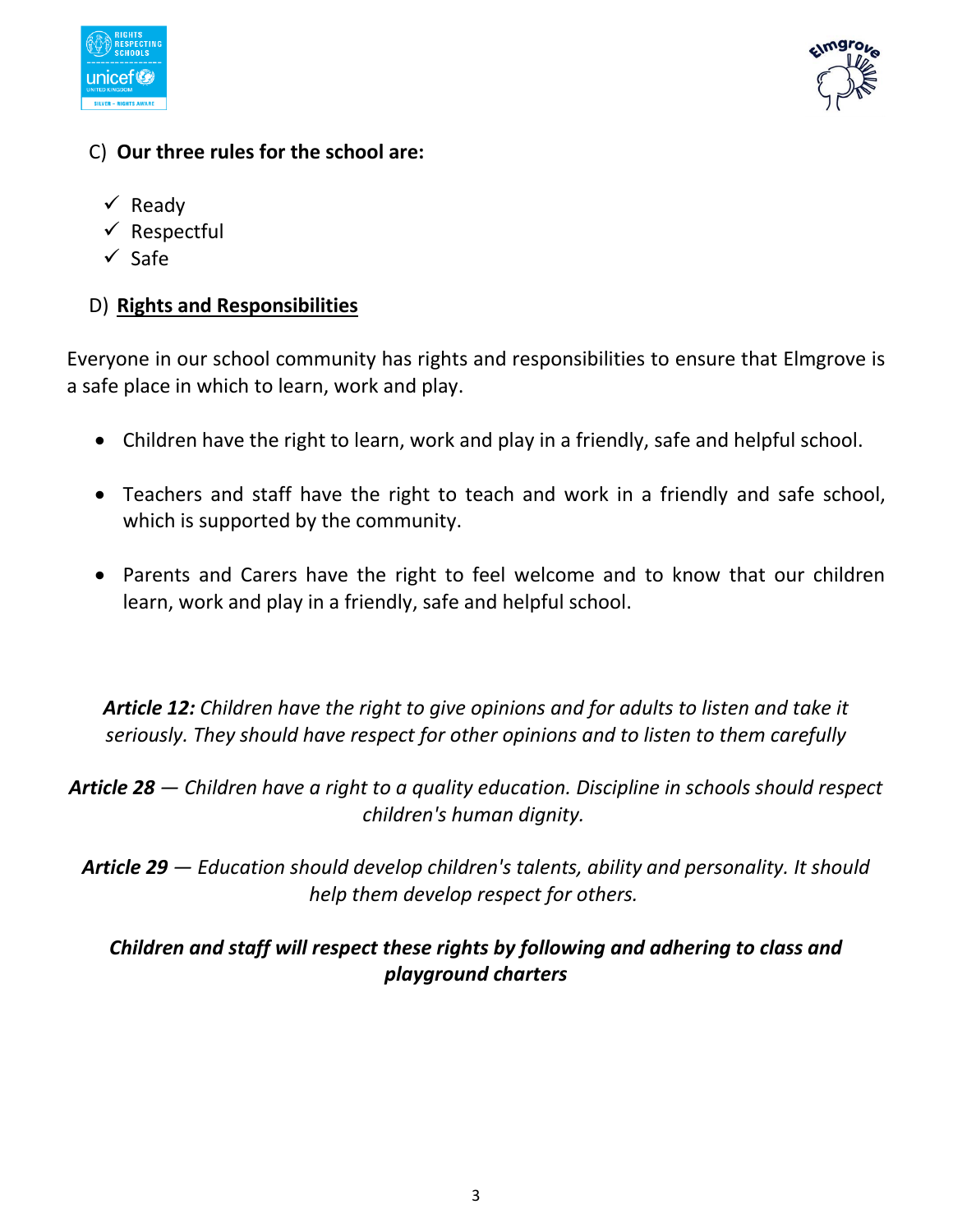C) **Our three rules for the school are:**

- ✓ Ready
- ✓ Respectful
- ✓ Safe

D) **Rights and Responsibilities**

Everyone in our school community has rights and responsibilities to ensure that Elmgrove is a safe place in which to learn, work and play.

- Children have the right to learn, work and play in a friendly, safe and helpful school.
- Teachers and staff have the right to teach and work in a friendly and safe school, which is supported by the community.
- Parents and Carers have the right to feel welcome and to know that our children learn, work and play in a friendly, safe and helpful school.

***Article 12:*** *Children have the right to give opinions and for adults to listen and take it seriously. They should have respect for other opinions and to listen to them carefully*

***Article 28*** *— Children have a right to a quality education. Discipline in schools should respect children's human dignity.*

***Article 29*** *— Education should develop children's talents, ability and personality. It should help them develop respect for others.*

***Children and staff will respect these rights by following and adhering to class and playground charters***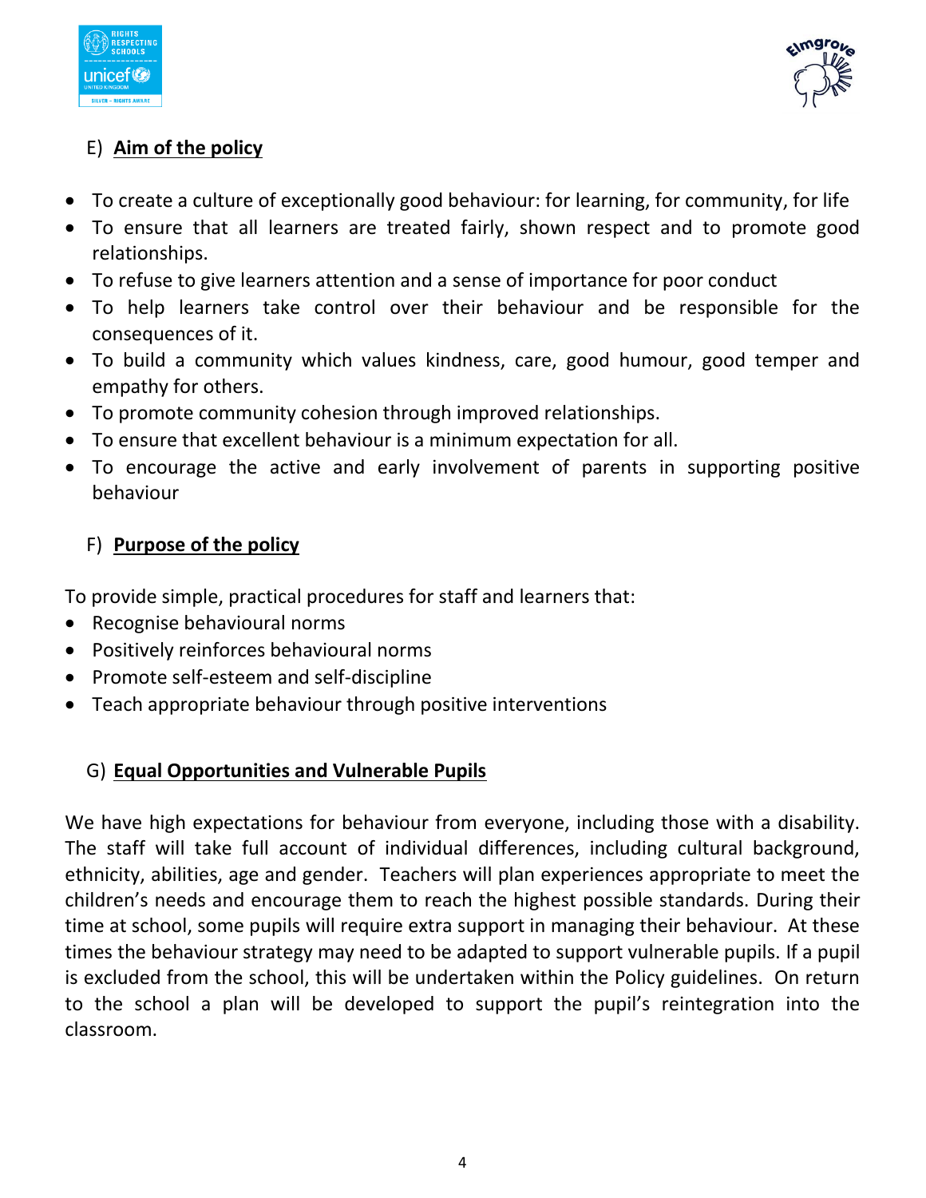## E) Aim of the policy

- To create a culture of exceptionally good behaviour: for learning, for community, for life
- To ensure that all learners are treated fairly, shown respect and to promote good relationships.
- To refuse to give learners attention and a sense of importance for poor conduct
- To help learners take control over their behaviour and be responsible for the consequences of it.
- To build a community which values kindness, care, good humour, good temper and empathy for others.
- To promote community cohesion through improved relationships.
- To ensure that excellent behaviour is a minimum expectation for all.
- To encourage the active and early involvement of parents in supporting positive behaviour

## F) Purpose of the policy

To provide simple, practical procedures for staff and learners that:

- Recognise behavioural norms
- Positively reinforces behavioural norms
- Promote self-esteem and self-discipline
- Teach appropriate behaviour through positive interventions

## G) Equal Opportunities and Vulnerable Pupils

We have high expectations for behaviour from everyone, including those with a disability. The staff will take full account of individual differences, including cultural background, ethnicity, abilities, age and gender. Teachers will plan experiences appropriate to meet the children's needs and encourage them to reach the highest possible standards. During their time at school, some pupils will require extra support in managing their behaviour. At these times the behaviour strategy may need to be adapted to support vulnerable pupils. If a pupil is excluded from the school, this will be undertaken within the Policy guidelines. On return to the school a plan will be developed to support the pupil's reintegration into the classroom.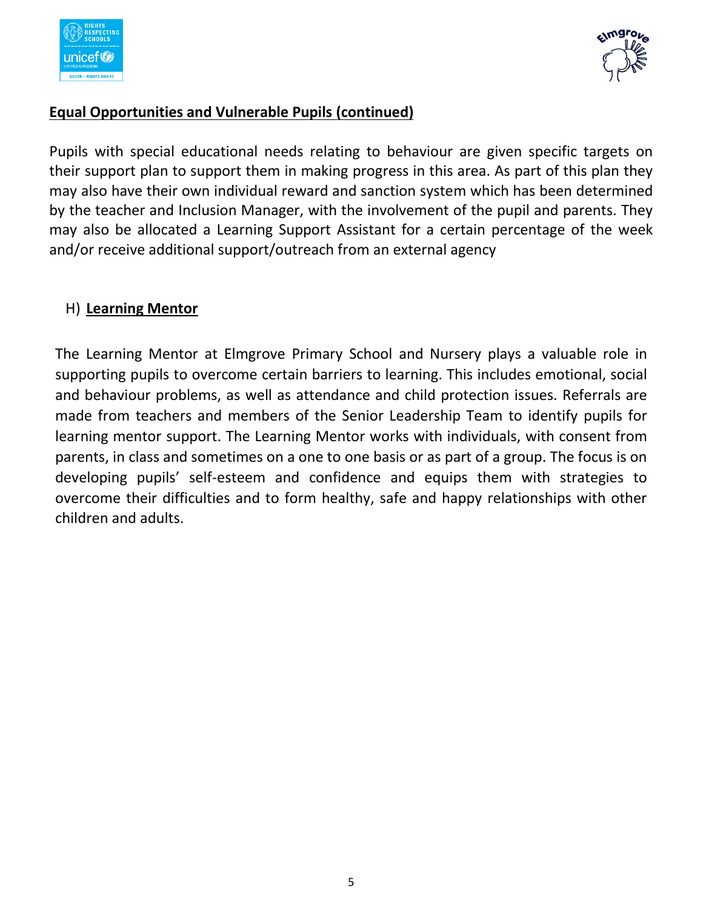## Equal Opportunities and Vulnerable Pupils (continued)

Pupils with special educational needs relating to behaviour are given specific targets on their support plan to support them in making progress in this area. As part of this plan they may also have their own individual reward and sanction system which has been determined by the teacher and Inclusion Manager, with the involvement of the pupil and parents. They may also be allocated a Learning Support Assistant for a certain percentage of the week and/or receive additional support/outreach from an external agency

### H) Learning Mentor

The Learning Mentor at Elmgrove Primary School and Nursery plays a valuable role in supporting pupils to overcome certain barriers to learning. This includes emotional, social and behaviour problems, as well as attendance and child protection issues. Referrals are made from teachers and members of the Senior Leadership Team to identify pupils for learning mentor support. The Learning Mentor works with individuals, with consent from parents, in class and sometimes on a one to one basis or as part of a group. The focus is on developing pupils' self-esteem and confidence and equips them with strategies to overcome their difficulties and to form healthy, safe and happy relationships with other children and adults.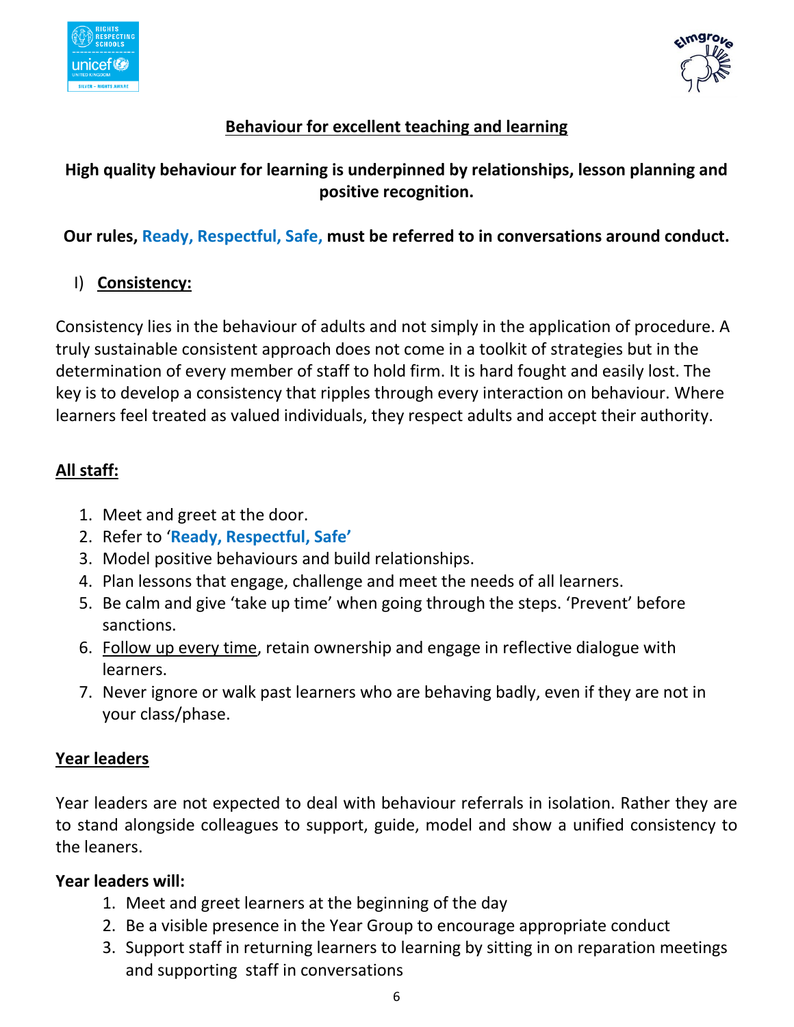## Behaviour for excellent teaching and learning

**High quality behaviour for learning is underpinned by relationships, lesson planning and positive recognition.**

**Our rules, Ready, Respectful, Safe, must be referred to in conversations around conduct.**

### I) Consistency:

Consistency lies in the behaviour of adults and not simply in the application of procedure. A truly sustainable consistent approach does not come in a toolkit of strategies but in the determination of every member of staff to hold firm. It is hard fought and easily lost. The key is to develop a consistency that ripples through every interaction on behaviour. Where learners feel treated as valued individuals, they respect adults and accept their authority.

**All staff:**

1. Meet and greet at the door.
2. Refer to '**Ready, Respectful, Safe'**
3. Model positive behaviours and build relationships.
4. Plan lessons that engage, challenge and meet the needs of all learners.
5. Be calm and give 'take up time' when going through the steps. 'Prevent' before sanctions.
6. Follow up every time, retain ownership and engage in reflective dialogue with learners.
7. Never ignore or walk past learners who are behaving badly, even if they are not in your class/phase.

**Year leaders**

Year leaders are not expected to deal with behaviour referrals in isolation. Rather they are to stand alongside colleagues to support, guide, model and show a unified consistency to the leaners.

**Year leaders will:**

1. Meet and greet learners at the beginning of the day
2. Be a visible presence in the Year Group to encourage appropriate conduct
3. Support staff in returning learners to learning by sitting in on reparation meetings and supporting staff in conversations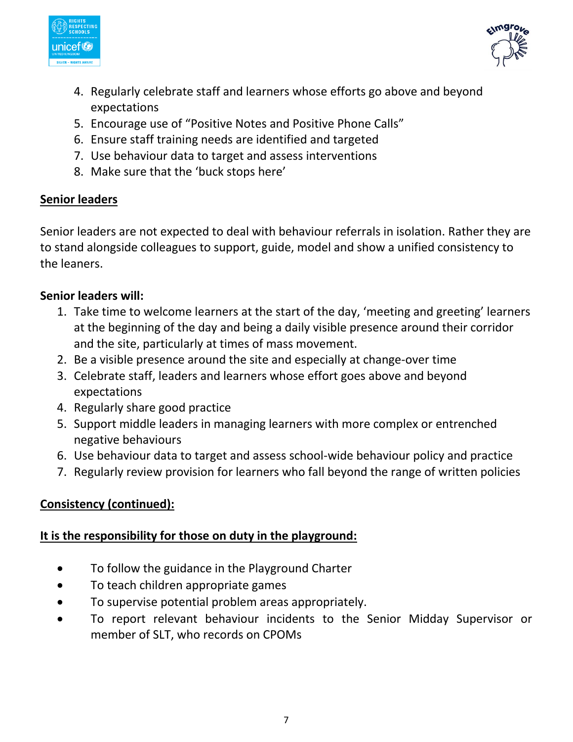4. Regularly celebrate staff and learners whose efforts go above and beyond expectations
5. Encourage use of "Positive Notes and Positive Phone Calls"
6. Ensure staff training needs are identified and targeted
7. Use behaviour data to target and assess interventions
8. Make sure that the 'buck stops here'

**Senior leaders**

Senior leaders are not expected to deal with behaviour referrals in isolation. Rather they are to stand alongside colleagues to support, guide, model and show a unified consistency to the leaners.

**Senior leaders will:**

1. Take time to welcome learners at the start of the day, 'meeting and greeting' learners at the beginning of the day and being a daily visible presence around their corridor and the site, particularly at times of mass movement.
2. Be a visible presence around the site and especially at change-over time
3. Celebrate staff, leaders and learners whose effort goes above and beyond expectations
4. Regularly share good practice
5. Support middle leaders in managing learners with more complex or entrenched negative behaviours
6. Use behaviour data to target and assess school-wide behaviour policy and practice
7. Regularly review provision for learners who fall beyond the range of written policies

**Consistency (continued):**

**It is the responsibility for those on duty in the playground:**

- To follow the guidance in the Playground Charter
- To teach children appropriate games
- To supervise potential problem areas appropriately.
- To report relevant behaviour incidents to the Senior Midday Supervisor or member of SLT, who records on CPOMs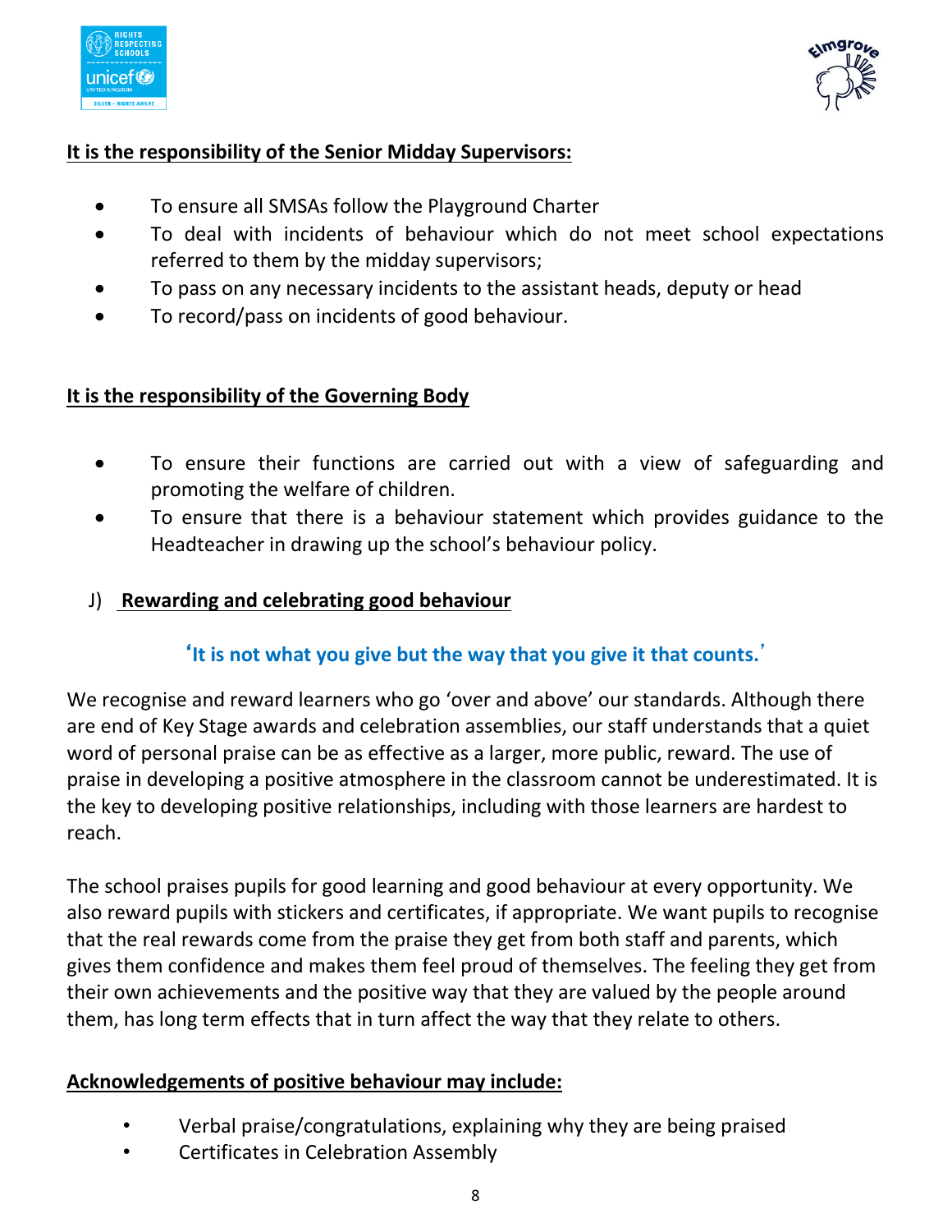**It is the responsibility of the Senior Midday Supervisors:**

- To ensure all SMSAs follow the Playground Charter
- To deal with incidents of behaviour which do not meet school expectations referred to them by the midday supervisors;
- To pass on any necessary incidents to the assistant heads, deputy or head
- To record/pass on incidents of good behaviour.

**It is the responsibility of the Governing Body**

- To ensure their functions are carried out with a view of safeguarding and promoting the welfare of children.
- To ensure that there is a behaviour statement which provides guidance to the Headteacher in drawing up the school's behaviour policy.

## J) Rewarding and celebrating good behaviour

**'It is not what you give but the way that you give it that counts.'**

We recognise and reward learners who go 'over and above' our standards. Although there are end of Key Stage awards and celebration assemblies, our staff understands that a quiet word of personal praise can be as effective as a larger, more public, reward. The use of praise in developing a positive atmosphere in the classroom cannot be underestimated. It is the key to developing positive relationships, including with those learners are hardest to reach.

The school praises pupils for good learning and good behaviour at every opportunity. We also reward pupils with stickers and certificates, if appropriate. We want pupils to recognise that the real rewards come from the praise they get from both staff and parents, which gives them confidence and makes them feel proud of themselves. The feeling they get from their own achievements and the positive way that they are valued by the people around them, has long term effects that in turn affect the way that they relate to others.

**Acknowledgements of positive behaviour may include:**

- Verbal praise/congratulations, explaining why they are being praised
- Certificates in Celebration Assembly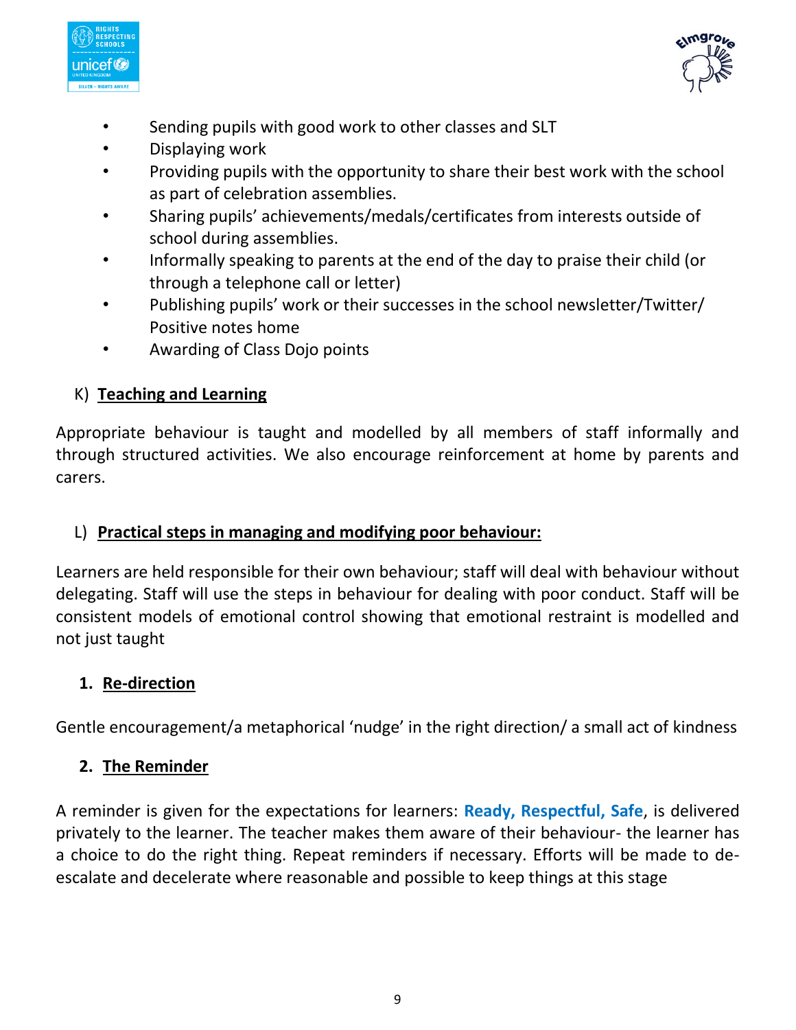- Sending pupils with good work to other classes and SLT
- Displaying work
- Providing pupils with the opportunity to share their best work with the school as part of celebration assemblies.
- Sharing pupils' achievements/medals/certificates from interests outside of school during assemblies.
- Informally speaking to parents at the end of the day to praise their child (or through a telephone call or letter)
- Publishing pupils' work or their successes in the school newsletter/Twitter/ Positive notes home
- Awarding of Class Dojo points

## K) Teaching and Learning

Appropriate behaviour is taught and modelled by all members of staff informally and through structured activities. We also encourage reinforcement at home by parents and carers.

## L) Practical steps in managing and modifying poor behaviour:

Learners are held responsible for their own behaviour; staff will deal with behaviour without delegating. Staff will use the steps in behaviour for dealing with poor conduct. Staff will be consistent models of emotional control showing that emotional restraint is modelled and not just taught

### 1. Re-direction

Gentle encouragement/a metaphorical 'nudge' in the right direction/ a small act of kindness

### 2. The Reminder

A reminder is given for the expectations for learners: **Ready, Respectful, Safe**, is delivered privately to the learner. The teacher makes them aware of their behaviour- the learner has a choice to do the right thing. Repeat reminders if necessary. Efforts will be made to de-escalate and decelerate where reasonable and possible to keep things at this stage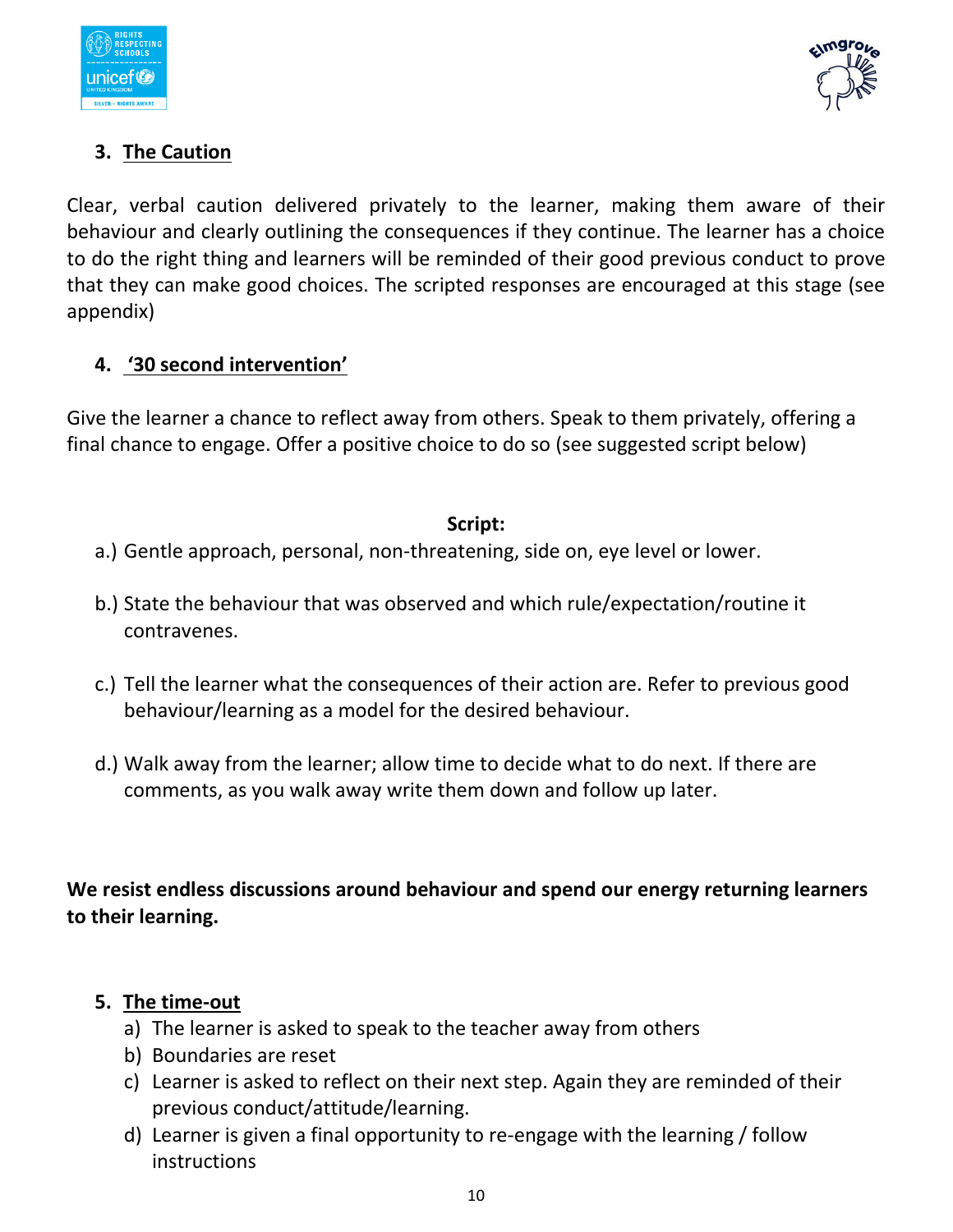### 3. The Caution

Clear, verbal caution delivered privately to the learner, making them aware of their behaviour and clearly outlining the consequences if they continue. The learner has a choice to do the right thing and learners will be reminded of their good previous conduct to prove that they can make good choices. The scripted responses are encouraged at this stage (see appendix)

### 4. '30 second intervention'

Give the learner a chance to reflect away from others. Speak to them privately, offering a final chance to engage. Offer a positive choice to do so (see suggested script below)

**Script:**

a.) Gentle approach, personal, non-threatening, side on, eye level or lower.

b.) State the behaviour that was observed and which rule/expectation/routine it contravenes.

c.) Tell the learner what the consequences of their action are. Refer to previous good behaviour/learning as a model for the desired behaviour.

d.) Walk away from the learner; allow time to decide what to do next. If there are comments, as you walk away write them down and follow up later.

**We resist endless discussions around behaviour and spend our energy returning learners to their learning.**

### 5. The time-out

a) The learner is asked to speak to the teacher away from others
b) Boundaries are reset
c) Learner is asked to reflect on their next step. Again they are reminded of their previous conduct/attitude/learning.
d) Learner is given a final opportunity to re-engage with the learning / follow instructions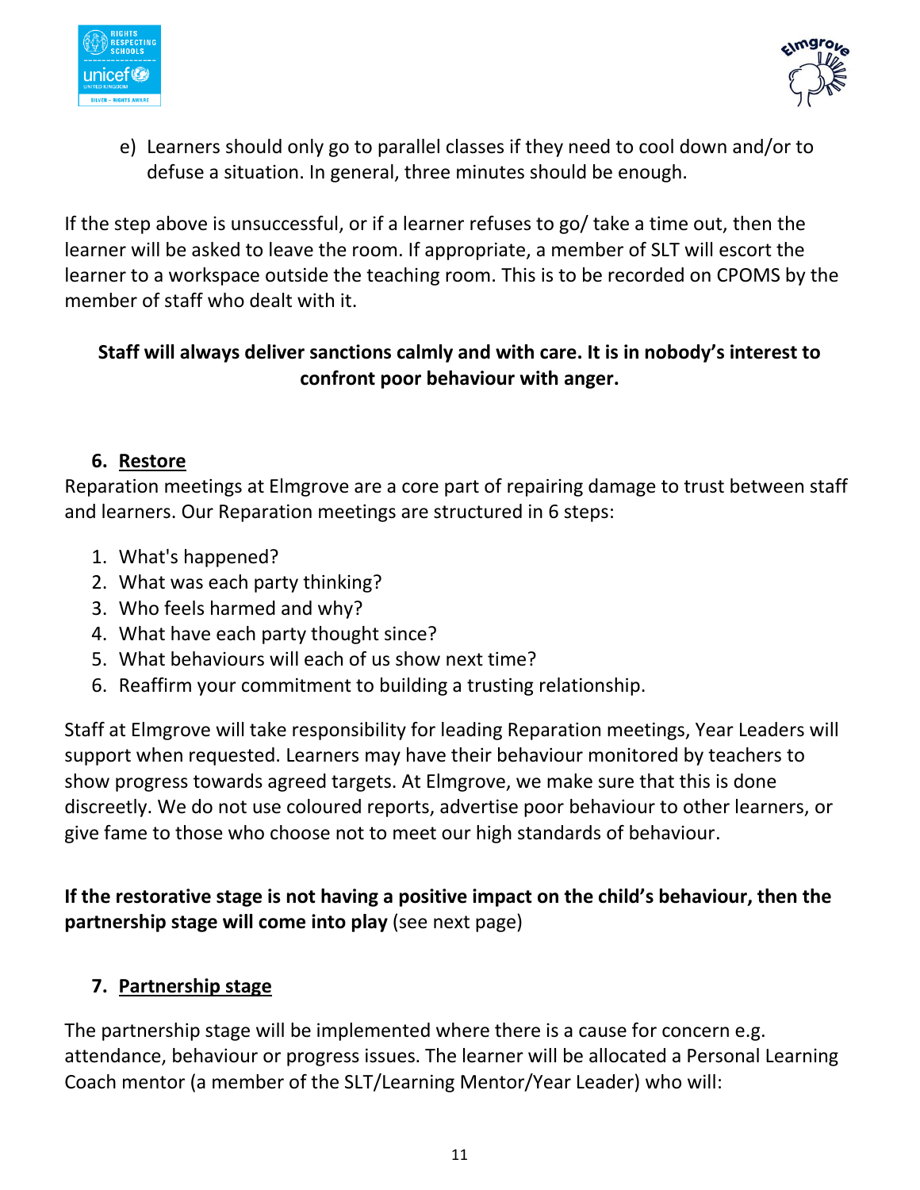e) Learners should only go to parallel classes if they need to cool down and/or to defuse a situation. In general, three minutes should be enough.

If the step above is unsuccessful, or if a learner refuses to go/ take a time out, then the learner will be asked to leave the room. If appropriate, a member of SLT will escort the learner to a workspace outside the teaching room. This is to be recorded on CPOMS by the member of staff who dealt with it.

**Staff will always deliver sanctions calmly and with care. It is in nobody's interest to confront poor behaviour with anger.**

## 6. Restore

Reparation meetings at Elmgrove are a core part of repairing damage to trust between staff and learners. Our Reparation meetings are structured in 6 steps:

1. What's happened?
2. What was each party thinking?
3. Who feels harmed and why?
4. What have each party thought since?
5. What behaviours will each of us show next time?
6. Reaffirm your commitment to building a trusting relationship.

Staff at Elmgrove will take responsibility for leading Reparation meetings, Year Leaders will support when requested. Learners may have their behaviour monitored by teachers to show progress towards agreed targets. At Elmgrove, we make sure that this is done discreetly. We do not use coloured reports, advertise poor behaviour to other learners, or give fame to those who choose not to meet our high standards of behaviour.

**If the restorative stage is not having a positive impact on the child's behaviour, then the partnership stage will come into play** (see next page)

## 7. Partnership stage

The partnership stage will be implemented where there is a cause for concern e.g. attendance, behaviour or progress issues. The learner will be allocated a Personal Learning Coach mentor (a member of the SLT/Learning Mentor/Year Leader) who will: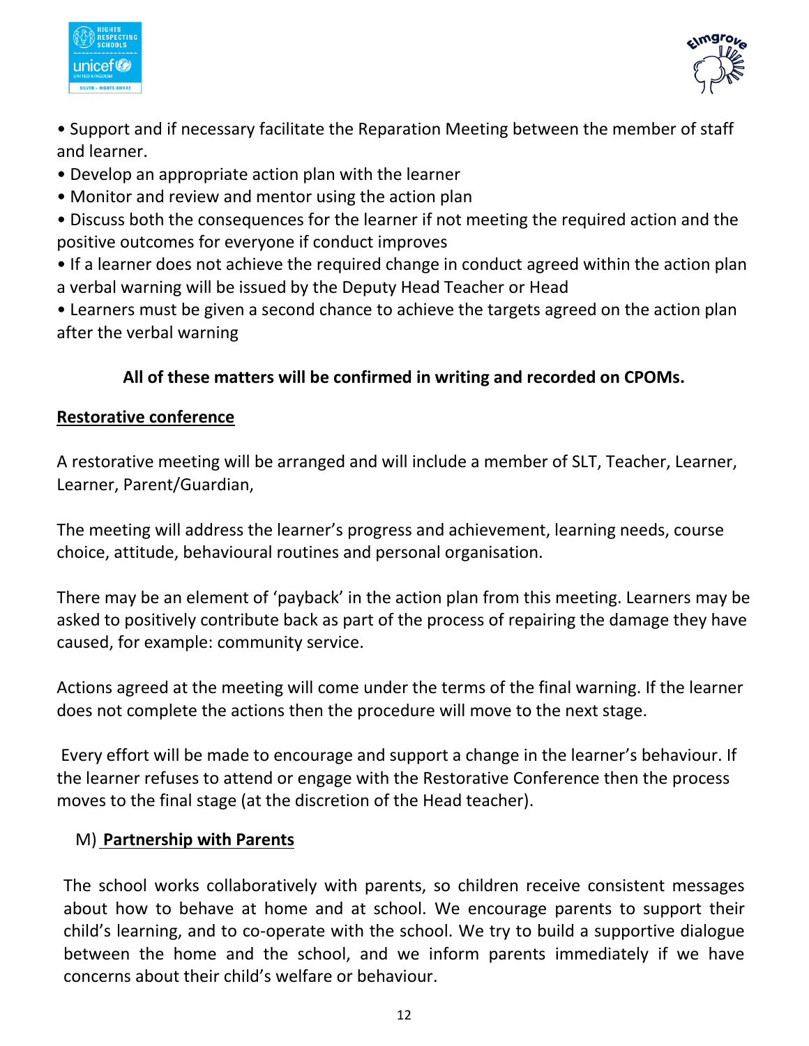- Support and if necessary facilitate the Reparation Meeting between the member of staff and learner.
- Develop an appropriate action plan with the learner
- Monitor and review and mentor using the action plan
- Discuss both the consequences for the learner if not meeting the required action and the positive outcomes for everyone if conduct improves
- If a learner does not achieve the required change in conduct agreed within the action plan a verbal warning will be issued by the Deputy Head Teacher or Head
- Learners must be given a second chance to achieve the targets agreed on the action plan after the verbal warning

**All of these matters will be confirmed in writing and recorded on CPOMs.**

**Restorative conference**

A restorative meeting will be arranged and will include a member of SLT, Teacher, Learner, Learner, Parent/Guardian,

The meeting will address the learner's progress and achievement, learning needs, course choice, attitude, behavioural routines and personal organisation.

There may be an element of 'payback' in the action plan from this meeting. Learners may be asked to positively contribute back as part of the process of repairing the damage they have caused, for example: community service.

Actions agreed at the meeting will come under the terms of the final warning. If the learner does not complete the actions then the procedure will move to the next stage.

Every effort will be made to encourage and support a change in the learner's behaviour. If the learner refuses to attend or engage with the Restorative Conference then the process moves to the final stage (at the discretion of the Head teacher).

## M) Partnership with Parents

The school works collaboratively with parents, so children receive consistent messages about how to behave at home and at school. We encourage parents to support their child's learning, and to co-operate with the school. We try to build a supportive dialogue between the home and the school, and we inform parents immediately if we have concerns about their child's welfare or behaviour.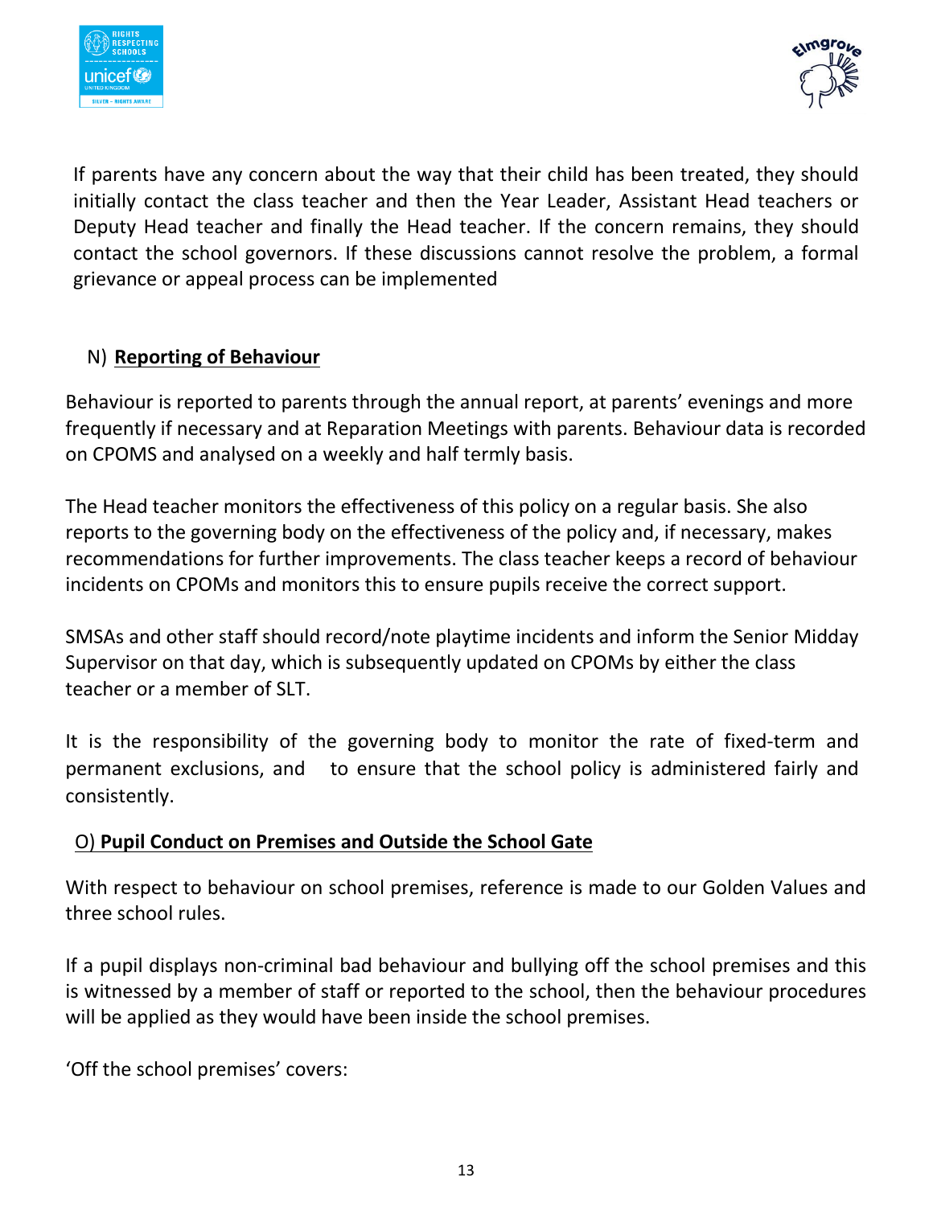If parents have any concern about the way that their child has been treated, they should initially contact the class teacher and then the Year Leader, Assistant Head teachers or Deputy Head teacher and finally the Head teacher. If the concern remains, they should contact the school governors. If these discussions cannot resolve the problem, a formal grievance or appeal process can be implemented

## N) **Reporting of Behaviour**

Behaviour is reported to parents through the annual report, at parents' evenings and more frequently if necessary and at Reparation Meetings with parents. Behaviour data is recorded on CPOMS and analysed on a weekly and half termly basis.

The Head teacher monitors the effectiveness of this policy on a regular basis. She also reports to the governing body on the effectiveness of the policy and, if necessary, makes recommendations for further improvements. The class teacher keeps a record of behaviour incidents on CPOMs and monitors this to ensure pupils receive the correct support.

SMSAs and other staff should record/note playtime incidents and inform the Senior Midday Supervisor on that day, which is subsequently updated on CPOMs by either the class teacher or a member of SLT.

It is the responsibility of the governing body to monitor the rate of fixed-term and permanent exclusions, and to ensure that the school policy is administered fairly and consistently.

## O) **Pupil Conduct on Premises and Outside the School Gate**

With respect to behaviour on school premises, reference is made to our Golden Values and three school rules.

If a pupil displays non-criminal bad behaviour and bullying off the school premises and this is witnessed by a member of staff or reported to the school, then the behaviour procedures will be applied as they would have been inside the school premises.

'Off the school premises' covers: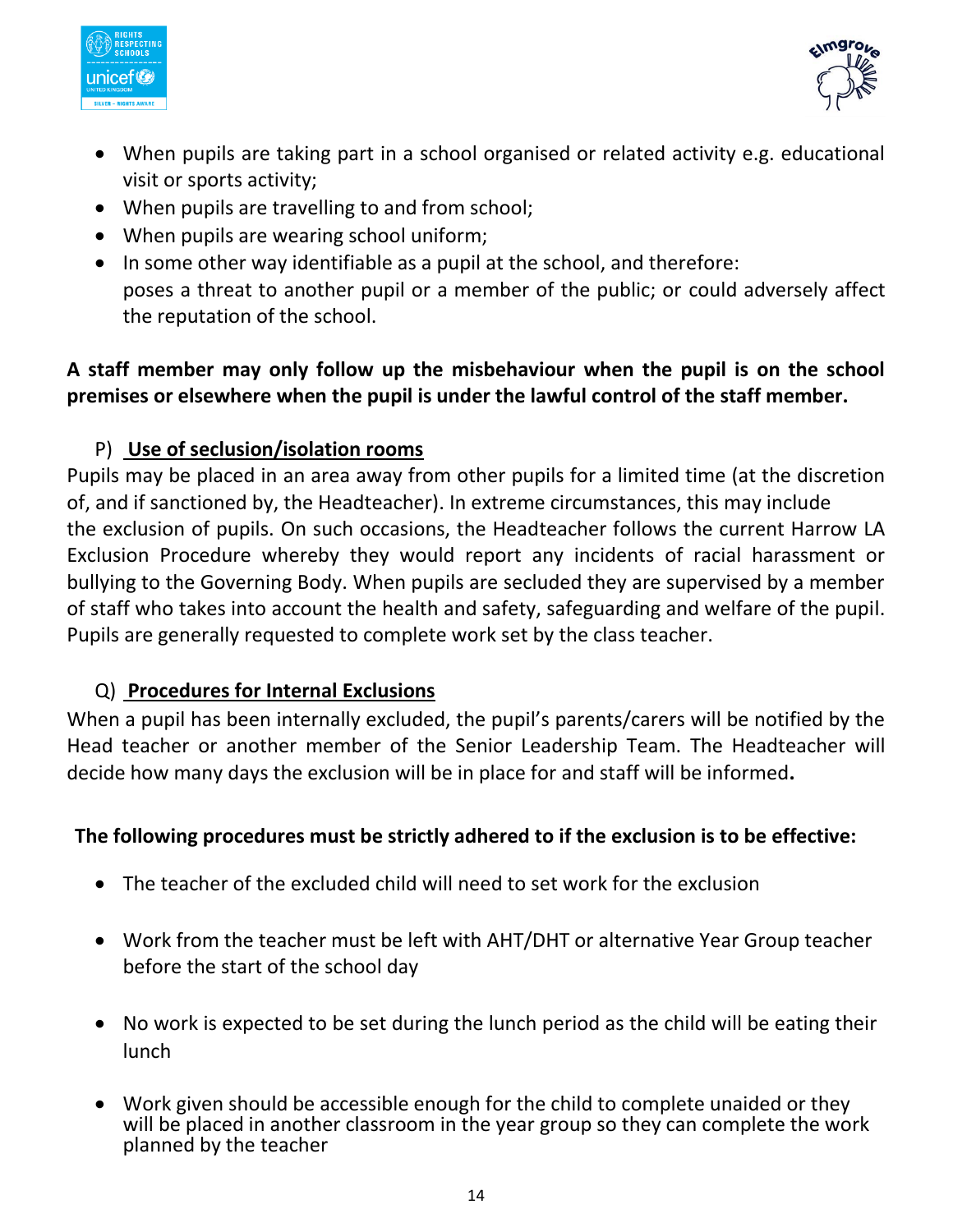- When pupils are taking part in a school organised or related activity e.g. educational visit or sports activity;
- When pupils are travelling to and from school;
- When pupils are wearing school uniform;
- In some other way identifiable as a pupil at the school, and therefore:
  poses a threat to another pupil or a member of the public; or could adversely affect the reputation of the school.

**A staff member may only follow up the misbehaviour when the pupil is on the school premises or elsewhere when the pupil is under the lawful control of the staff member.**

## P) Use of seclusion/isolation rooms

Pupils may be placed in an area away from other pupils for a limited time (at the discretion of, and if sanctioned by, the Headteacher). In extreme circumstances, this may include the exclusion of pupils. On such occasions, the Headteacher follows the current Harrow LA Exclusion Procedure whereby they would report any incidents of racial harassment or bullying to the Governing Body. When pupils are secluded they are supervised by a member of staff who takes into account the health and safety, safeguarding and welfare of the pupil. Pupils are generally requested to complete work set by the class teacher.

## Q) Procedures for Internal Exclusions

When a pupil has been internally excluded, the pupil's parents/carers will be notified by the Head teacher or another member of the Senior Leadership Team. The Headteacher will decide how many days the exclusion will be in place for and staff will be informed**.**

**The following procedures must be strictly adhered to if the exclusion is to be effective:**

- The teacher of the excluded child will need to set work for the exclusion
- Work from the teacher must be left with AHT/DHT or alternative Year Group teacher before the start of the school day
- No work is expected to be set during the lunch period as the child will be eating their lunch
- Work given should be accessible enough for the child to complete unaided or they will be placed in another classroom in the year group so they can complete the work planned by the teacher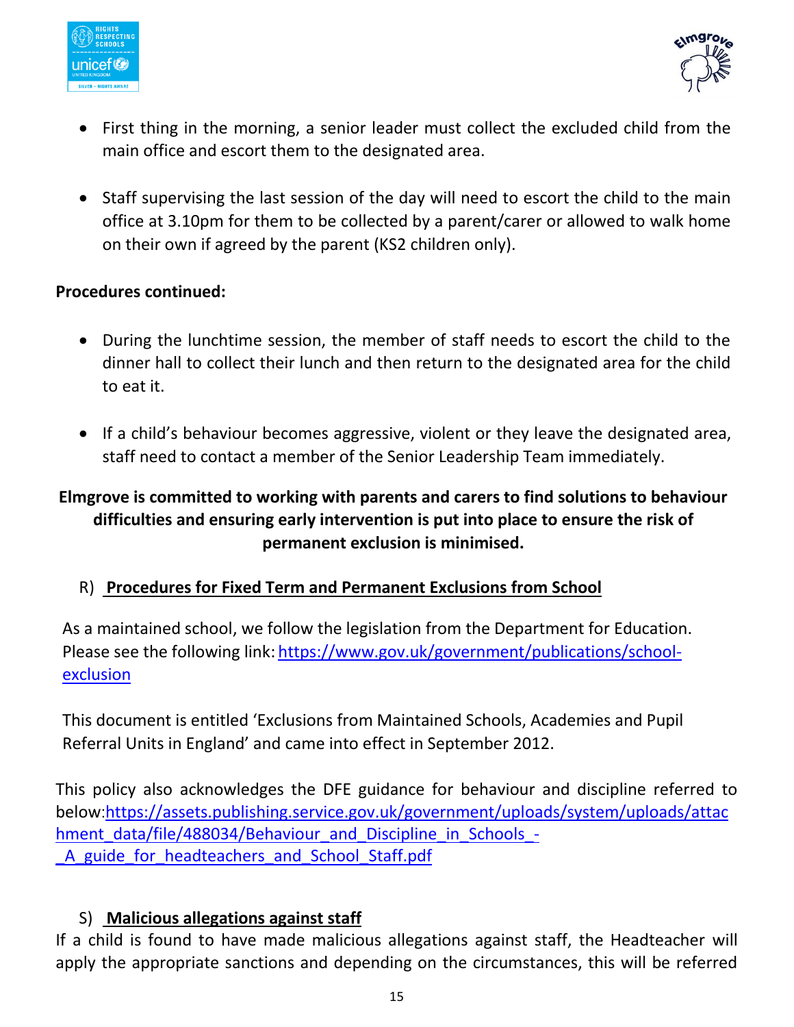- First thing in the morning, a senior leader must collect the excluded child from the main office and escort them to the designated area.

- Staff supervising the last session of the day will need to escort the child to the main office at 3.10pm for them to be collected by a parent/carer or allowed to walk home on their own if agreed by the parent (KS2 children only).

**Procedures continued:**

- During the lunchtime session, the member of staff needs to escort the child to the dinner hall to collect their lunch and then return to the designated area for the child to eat it.

- If a child's behaviour becomes aggressive, violent or they leave the designated area, staff need to contact a member of the Senior Leadership Team immediately.

**Elmgrove is committed to working with parents and carers to find solutions to behaviour difficulties and ensuring early intervention is put into place to ensure the risk of permanent exclusion is minimised.**

## R) Procedures for Fixed Term and Permanent Exclusions from School

As a maintained school, we follow the legislation from the Department for Education. Please see the following link: [https://www.gov.uk/government/publications/school-exclusion](https://www.gov.uk/government/publications/school-exclusion)

This document is entitled 'Exclusions from Maintained Schools, Academies and Pupil Referral Units in England' and came into effect in September 2012.

This policy also acknowledges the DFE guidance for behaviour and discipline referred to below:[https://assets.publishing.service.gov.uk/government/uploads/system/uploads/attachment_data/file/488034/Behaviour_and_Discipline_in_Schools_-_A_guide_for_headteachers_and_School_Staff.pdf](https://assets.publishing.service.gov.uk/government/uploads/system/uploads/attachment_data/file/488034/Behaviour_and_Discipline_in_Schools_-_A_guide_for_headteachers_and_School_Staff.pdf)

## S) Malicious allegations against staff

If a child is found to have made malicious allegations against staff, the Headteacher will apply the appropriate sanctions and depending on the circumstances, this will be referred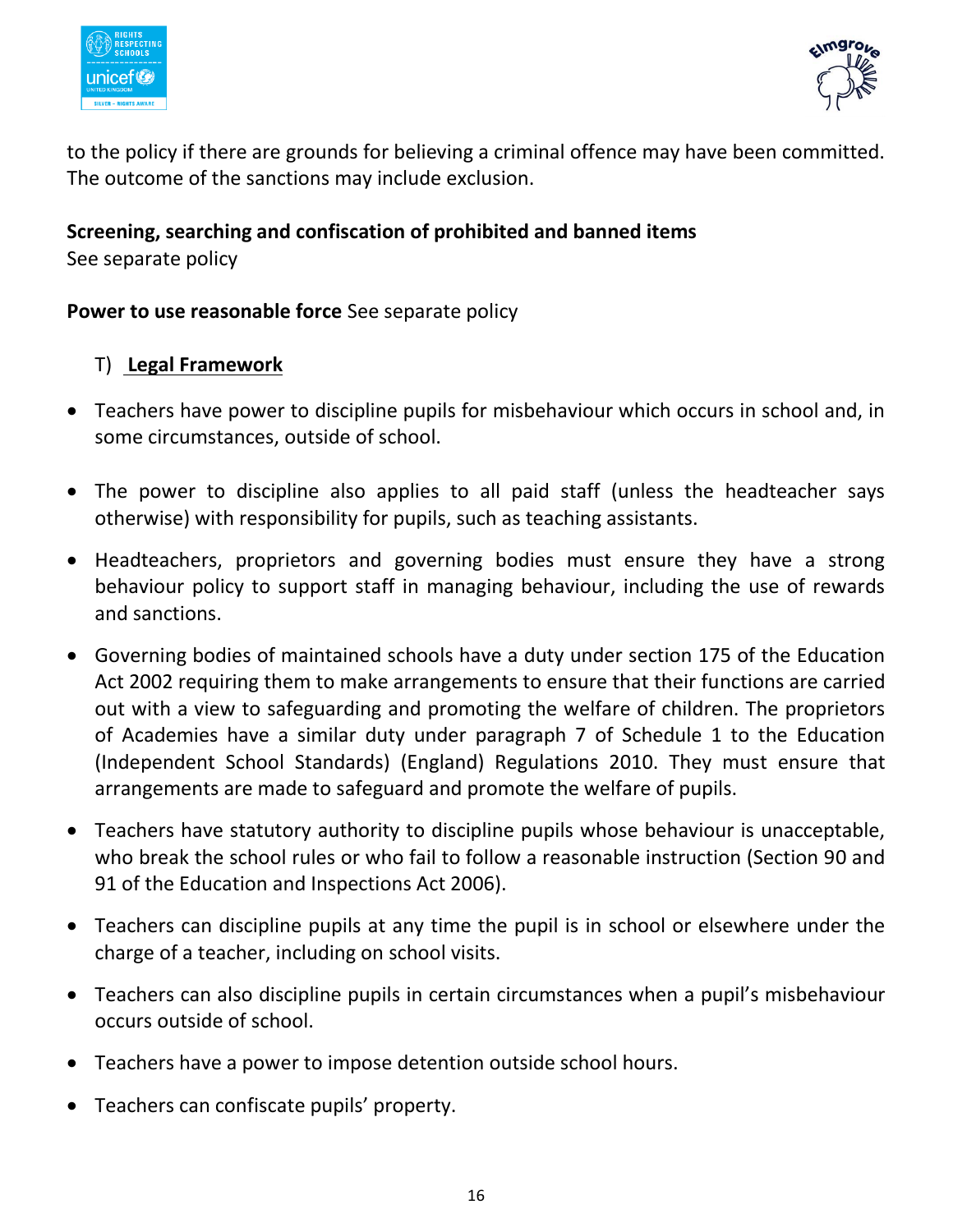to the policy if there are grounds for believing a criminal offence may have been committed. The outcome of the sanctions may include exclusion.

**Screening, searching and confiscation of prohibited and banned items**
See separate policy

**Power to use reasonable force** See separate policy

## T) Legal Framework

- Teachers have power to discipline pupils for misbehaviour which occurs in school and, in some circumstances, outside of school.

- The power to discipline also applies to all paid staff (unless the headteacher says otherwise) with responsibility for pupils, such as teaching assistants.

- Headteachers, proprietors and governing bodies must ensure they have a strong behaviour policy to support staff in managing behaviour, including the use of rewards and sanctions.

- Governing bodies of maintained schools have a duty under section 175 of the Education Act 2002 requiring them to make arrangements to ensure that their functions are carried out with a view to safeguarding and promoting the welfare of children. The proprietors of Academies have a similar duty under paragraph 7 of Schedule 1 to the Education (Independent School Standards) (England) Regulations 2010. They must ensure that arrangements are made to safeguard and promote the welfare of pupils.

- Teachers have statutory authority to discipline pupils whose behaviour is unacceptable, who break the school rules or who fail to follow a reasonable instruction (Section 90 and 91 of the Education and Inspections Act 2006).

- Teachers can discipline pupils at any time the pupil is in school or elsewhere under the charge of a teacher, including on school visits.

- Teachers can also discipline pupils in certain circumstances when a pupil's misbehaviour occurs outside of school.

- Teachers have a power to impose detention outside school hours.

- Teachers can confiscate pupils' property.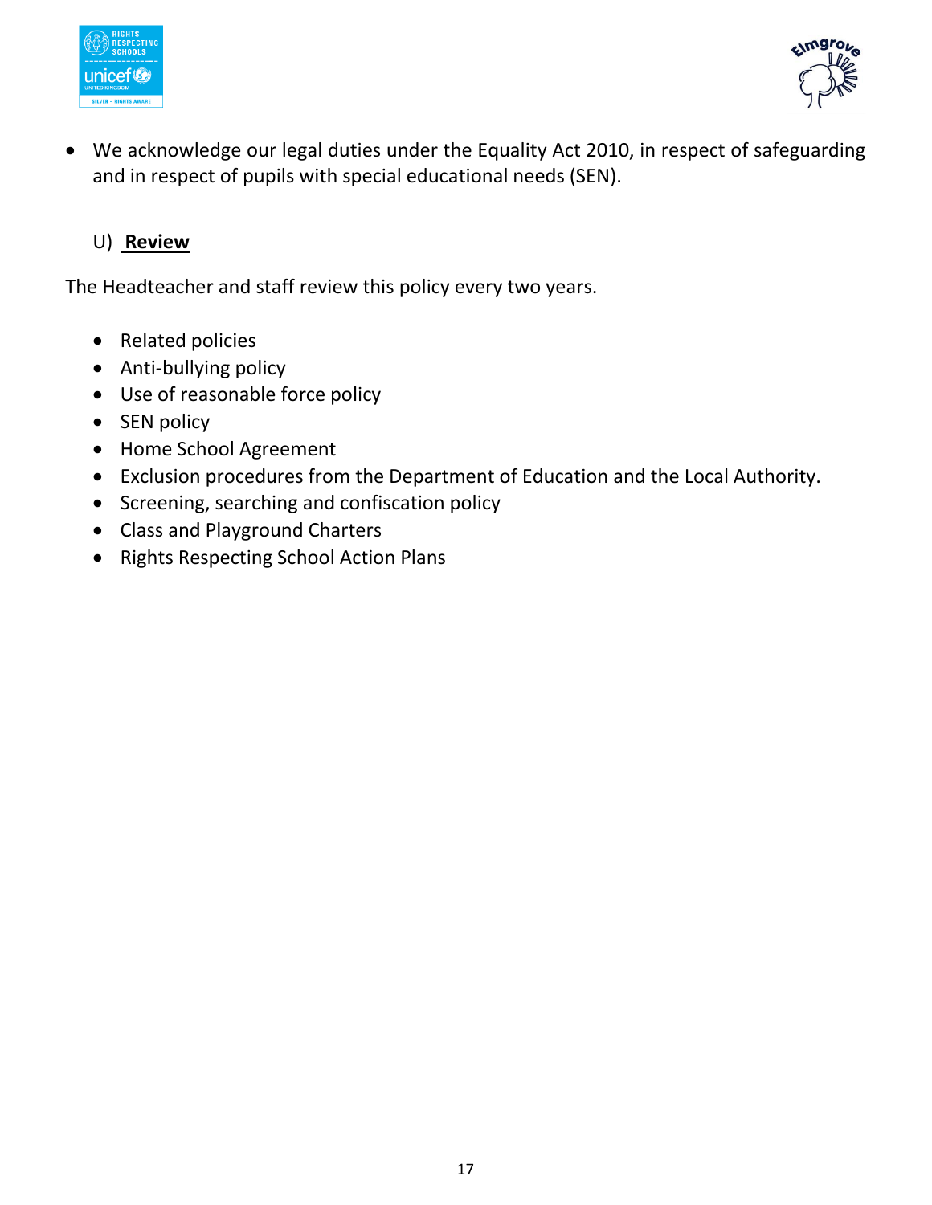- We acknowledge our legal duties under the Equality Act 2010, in respect of safeguarding and in respect of pupils with special educational needs (SEN).

## U) Review

The Headteacher and staff review this policy every two years.

- Related policies
- Anti-bullying policy
- Use of reasonable force policy
- SEN policy
- Home School Agreement
- Exclusion procedures from the Department of Education and the Local Authority.
- Screening, searching and confiscation policy
- Class and Playground Charters
- Rights Respecting School Action Plans